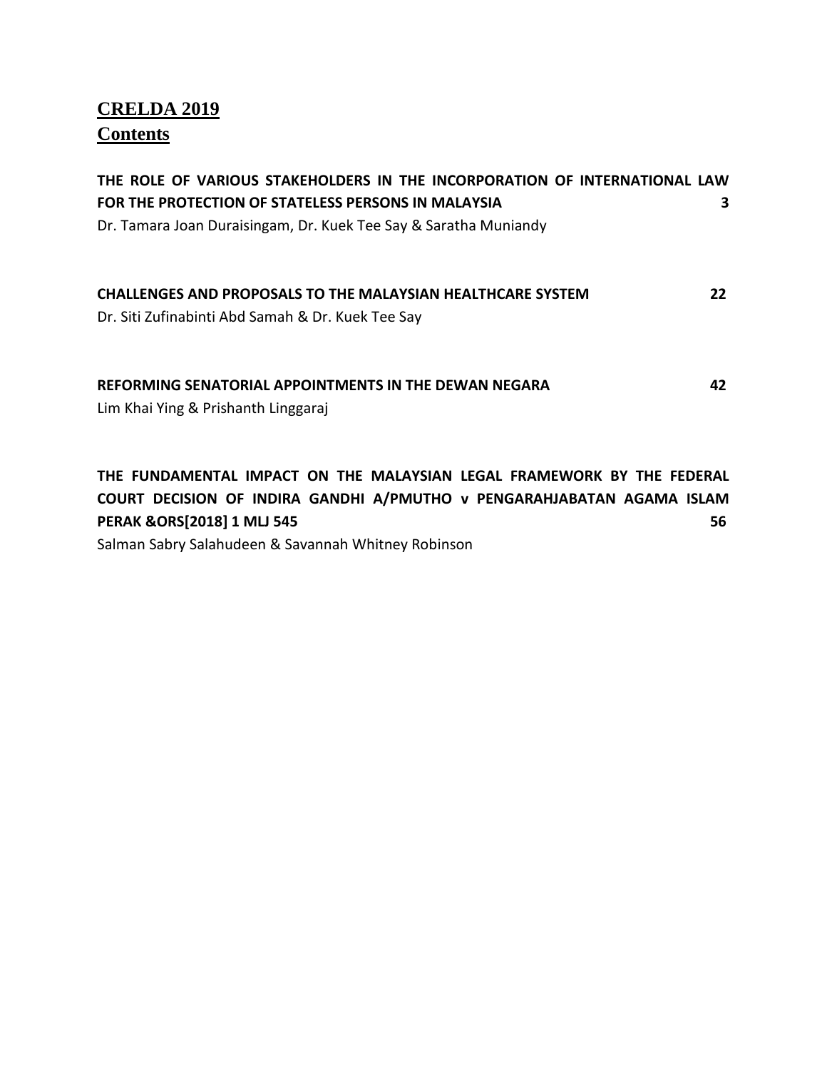# CRELDA 2019

## Contents

**THE ROLE OF VARIOUS STAKEHOLDERS IN THE INCORPORATION OF INTERNATIONAL LAW FOR THE PROTECTION OF STATELESS PERSONS IN MALAYSIA** **3**
Dr. Tamara Joan Duraisingam, Dr. Kuek Tee Say & Saratha Muniandy

**CHALLENGES AND PROPOSALS TO THE MALAYSIAN HEALTHCARE SYSTEM** **22**
Dr. Siti Zufinabinti Abd Samah & Dr. Kuek Tee Say

**REFORMING SENATORIAL APPOINTMENTS IN THE DEWAN NEGARA** **42**
Lim Khai Ying & Prishanth Linggaraj

**THE FUNDAMENTAL IMPACT ON THE MALAYSIAN LEGAL FRAMEWORK BY THE FEDERAL COURT DECISION OF INDIRA GANDHI A/PMUTHO v PENGARAHJABATAN AGAMA ISLAM PERAK &ORS[2018] 1 MLJ 545** **56**
Salman Sabry Salahudeen & Savannah Whitney Robinson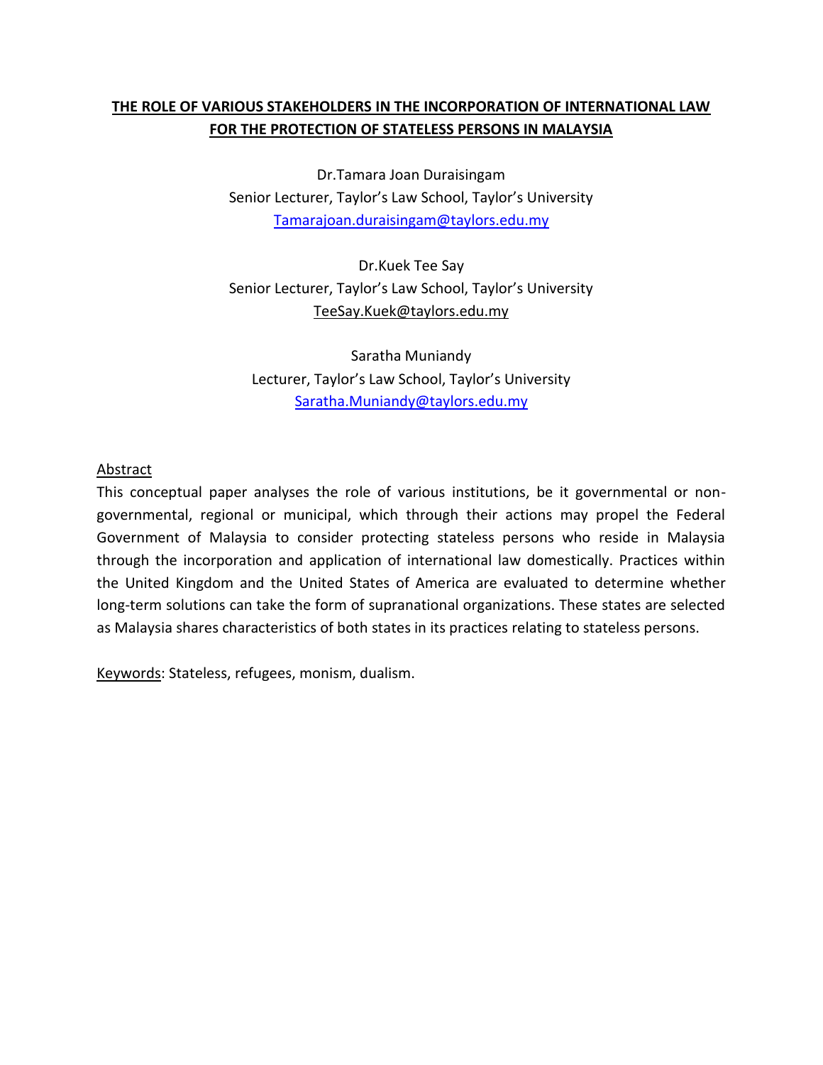**THE ROLE OF VARIOUS STAKEHOLDERS IN THE INCORPORATION OF INTERNATIONAL LAW FOR THE PROTECTION OF STATELESS PERSONS IN MALAYSIA**

Dr.Tamara Joan Duraisingam
Senior Lecturer, Taylor's Law School, Taylor's University
Tamarajoan.duraisingam@taylors.edu.my

Dr.Kuek Tee Say
Senior Lecturer, Taylor's Law School, Taylor's University
TeeSay.Kuek@taylors.edu.my

Saratha Muniandy
Lecturer, Taylor's Law School, Taylor's University
Saratha.Muniandy@taylors.edu.my

Abstract

This conceptual paper analyses the role of various institutions, be it governmental or non-governmental, regional or municipal, which through their actions may propel the Federal Government of Malaysia to consider protecting stateless persons who reside in Malaysia through the incorporation and application of international law domestically. Practices within the United Kingdom and the United States of America are evaluated to determine whether long-term solutions can take the form of supranational organizations. These states are selected as Malaysia shares characteristics of both states in its practices relating to stateless persons.

Keywords: Stateless, refugees, monism, dualism.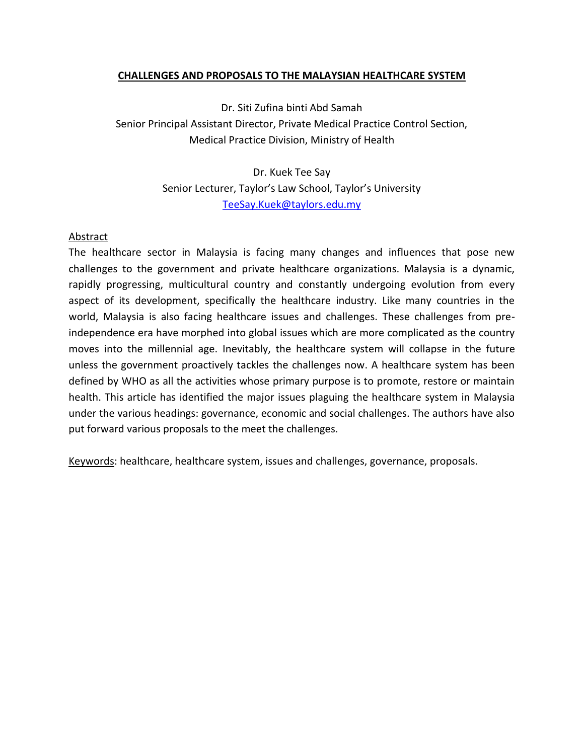**<u>CHALLENGES AND PROPOSALS TO THE MALAYSIAN HEALTHCARE SYSTEM</u>**

Dr. Siti Zufina binti Abd Samah
Senior Principal Assistant Director, Private Medical Practice Control Section,
Medical Practice Division, Ministry of Health

Dr. Kuek Tee Say
Senior Lecturer, Taylor's Law School, Taylor's University
TeeSay.Kuek@taylors.edu.my

<u>Abstract</u>

The healthcare sector in Malaysia is facing many changes and influences that pose new challenges to the government and private healthcare organizations. Malaysia is a dynamic, rapidly progressing, multicultural country and constantly undergoing evolution from every aspect of its development, specifically the healthcare industry. Like many countries in the world, Malaysia is also facing healthcare issues and challenges. These challenges from pre-independence era have morphed into global issues which are more complicated as the country moves into the millennial age. Inevitably, the healthcare system will collapse in the future unless the government proactively tackles the challenges now. A healthcare system has been defined by WHO as all the activities whose primary purpose is to promote, restore or maintain health. This article has identified the major issues plaguing the healthcare system in Malaysia under the various headings: governance, economic and social challenges. The authors have also put forward various proposals to the meet the challenges.

<u>Keywords</u>: healthcare, healthcare system, issues and challenges, governance, proposals.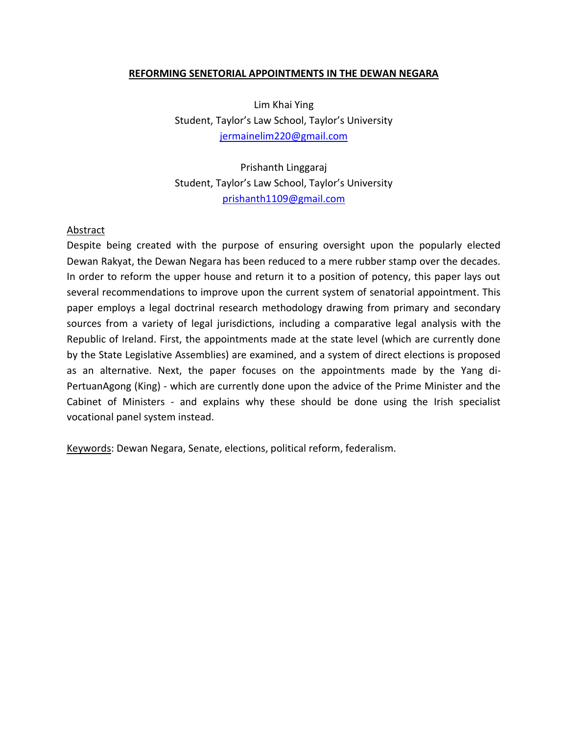# REFORMING SENETORIAL APPOINTMENTS IN THE DEWAN NEGARA

Lim Khai Ying
Student, Taylor's Law School, Taylor's University
jermainelim220@gmail.com

Prishanth Linggaraj
Student, Taylor's Law School, Taylor's University
prishanth1109@gmail.com

## Abstract

Despite being created with the purpose of ensuring oversight upon the popularly elected Dewan Rakyat, the Dewan Negara has been reduced to a mere rubber stamp over the decades. In order to reform the upper house and return it to a position of potency, this paper lays out several recommendations to improve upon the current system of senatorial appointment. This paper employs a legal doctrinal research methodology drawing from primary and secondary sources from a variety of legal jurisdictions, including a comparative legal analysis with the Republic of Ireland. First, the appointments made at the state level (which are currently done by the State Legislative Assemblies) are examined, and a system of direct elections is proposed as an alternative. Next, the paper focuses on the appointments made by the Yang di-PertuanAgong (King) - which are currently done upon the advice of the Prime Minister and the Cabinet of Ministers - and explains why these should be done using the Irish specialist vocational panel system instead.

Keywords: Dewan Negara, Senate, elections, political reform, federalism.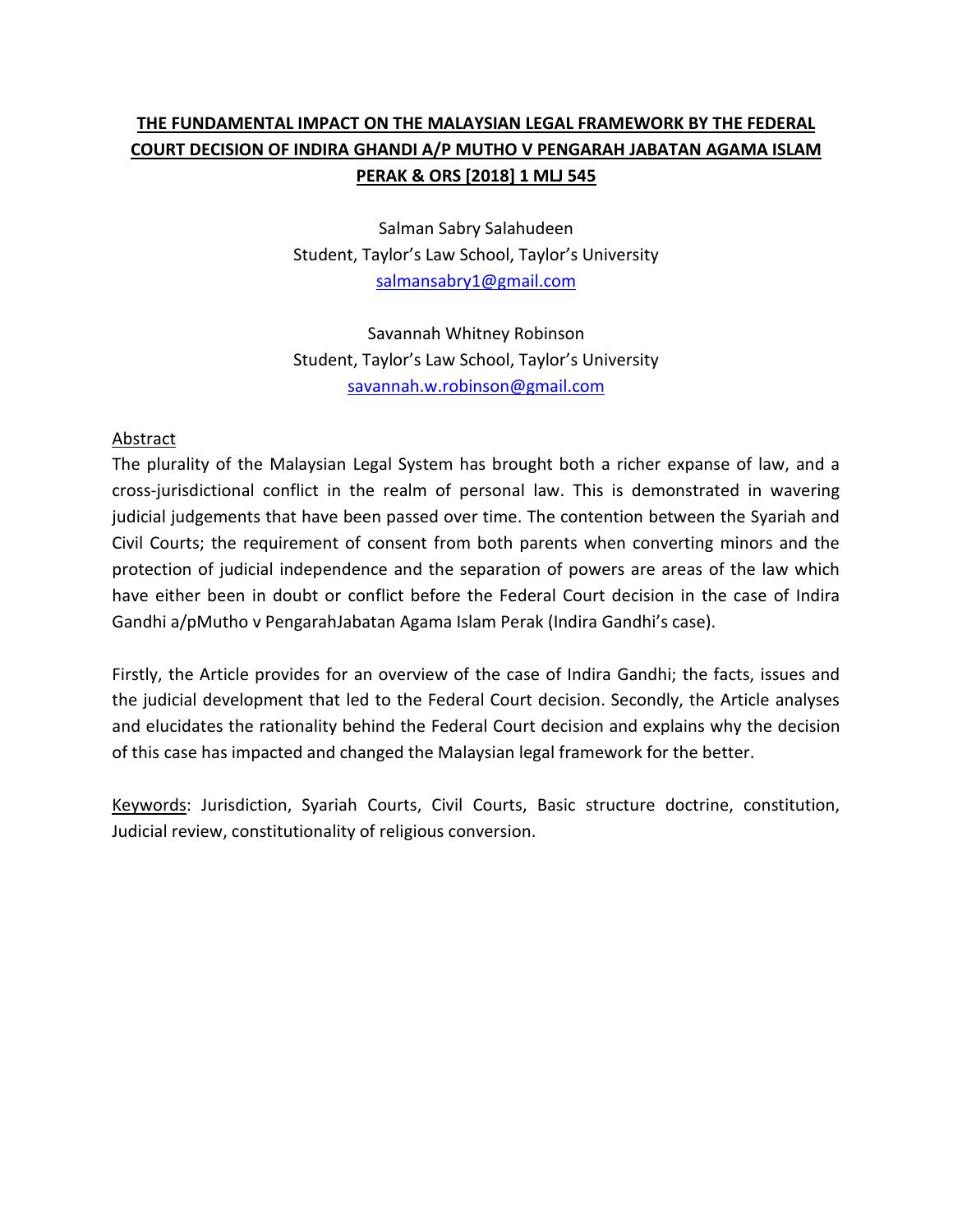# THE FUNDAMENTAL IMPACT ON THE MALAYSIAN LEGAL FRAMEWORK BY THE FEDERAL COURT DECISION OF INDIRA GHANDI A/P MUTHO V PENGARAH JABATAN AGAMA ISLAM PERAK & ORS [2018] 1 MLJ 545

Salman Sabry Salahudeen
Student, Taylor's Law School, Taylor's University
salmansabry1@gmail.com

Savannah Whitney Robinson
Student, Taylor's Law School, Taylor's University
savannah.w.robinson@gmail.com

## Abstract

The plurality of the Malaysian Legal System has brought both a richer expanse of law, and a cross-jurisdictional conflict in the realm of personal law. This is demonstrated in wavering judicial judgements that have been passed over time. The contention between the Syariah and Civil Courts; the requirement of consent from both parents when converting minors and the protection of judicial independence and the separation of powers are areas of the law which have either been in doubt or conflict before the Federal Court decision in the case of Indira Gandhi a/pMutho v PengarahJabatan Agama Islam Perak (Indira Gandhi's case).

Firstly, the Article provides for an overview of the case of Indira Gandhi; the facts, issues and the judicial development that led to the Federal Court decision. Secondly, the Article analyses and elucidates the rationality behind the Federal Court decision and explains why the decision of this case has impacted and changed the Malaysian legal framework for the better.

Keywords: Jurisdiction, Syariah Courts, Civil Courts, Basic structure doctrine, constitution, Judicial review, constitutionality of religious conversion.